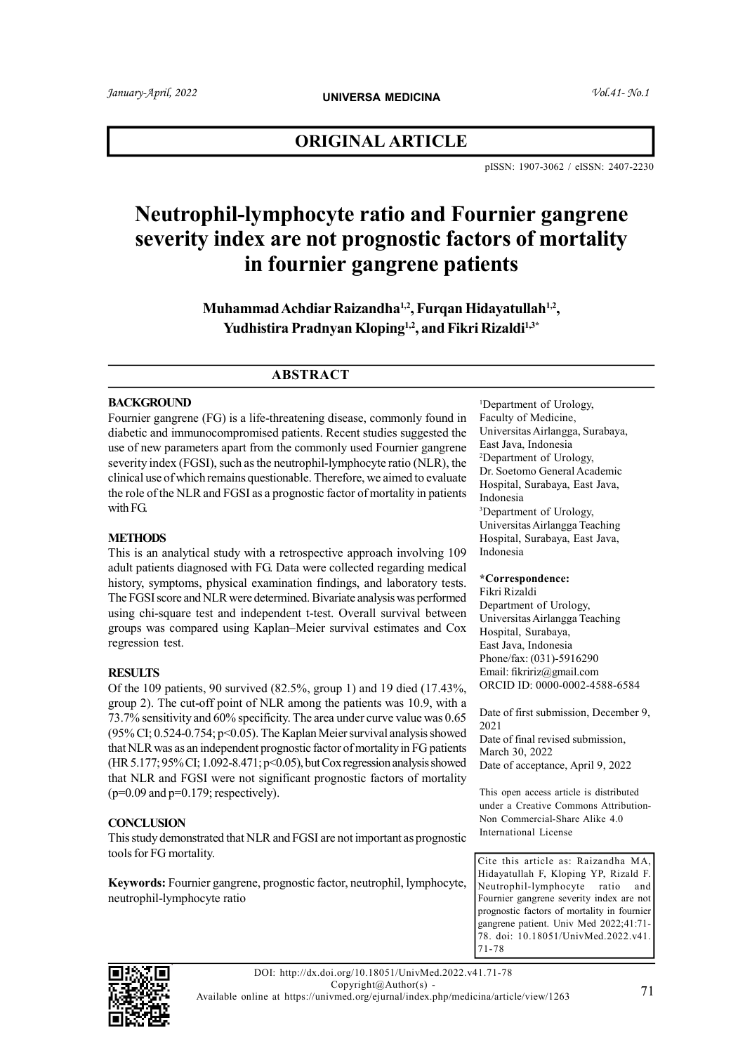## ORIGINAL ARTICLE

pISSN: 1907-3062 / eISSN: 2407-2230

# Neutrophil-lymphocyte ratio and Fournier gangrene severity index are not prognostic factors of mortality in fournier gangrene patients

**Muhammad Achdiar Raizandha[1,2], Furqan Hidayatullah[1,2], Yudhistira Pradnyan Kloping[1,2], and Fikri Rizaldi[1,3*]**

## ABSTRACT

### BACKGROUND

Fournier gangrene (FG) is a life-threatening disease, commonly found in diabetic and immunocompromised patients. Recent studies suggested the use of new parameters apart from the commonly used Fournier gangrene severity index (FGSI), such as the neutrophil-lymphocyte ratio (NLR), the clinical use of which remains questionable. Therefore, we aimed to evaluate the role of the NLR and FGSI as a prognostic factor of mortality in patients with FG.

### METHODS

This is an analytical study with a retrospective approach involving 109 adult patients diagnosed with FG. Data were collected regarding medical history, symptoms, physical examination findings, and laboratory tests. The FGSI score and NLR were determined. Bivariate analysis was performed using chi-square test and independent t-test. Overall survival between groups was compared using Kaplan–Meier survival estimates and Cox regression test.

### RESULTS

Of the 109 patients, 90 survived (82.5%, group 1) and 19 died (17.43%, group 2). The cut-off point of NLR among the patients was 10.9, with a 73.7% sensitivity and 60% specificity. The area under curve value was 0.65 (95% CI; 0.524-0.754; $p<0.05$). The Kaplan Meier survival analysis showed that NLR was as an independent prognostic factor of mortality in FG patients (HR 5.177; 95% CI; 1.092-8.471; $p<0.05$), but Cox regression analysis showed that NLR and FGSI were not significant prognostic factors of mortality ($p=0.09$ and $p=0.179$; respectively).

### CONCLUSION

This study demonstrated that NLR and FGSI are not important as prognostic tools for FG mortality.

**Keywords:** Fournier gangrene, prognostic factor, neutrophil, lymphocyte, neutrophil-lymphocyte ratio

[1]Department of Urology, Faculty of Medicine, Universitas Airlangga, Surabaya, East Java, Indonesia
[2]Department of Urology, Dr. Soetomo General Academic Hospital, Surabaya, East Java, Indonesia
[3]Department of Urology, Universitas Airlangga Teaching Hospital, Surabaya, East Java, Indonesia

**\*Correspondence:**
Fikri Rizaldi
Department of Urology, Universitas Airlangga Teaching Hospital, Surabaya, East Java, Indonesia
Phone/fax: (031)-5916290
Email: fikririz@gmail.com
ORCID ID: 0000-0002-4588-6584

Date of first submission, December 9, 2021
Date of final revised submission, March 30, 2022
Date of acceptance, April 9, 2022

This open access article is distributed under a Creative Commons Attribution-Non Commercial-Share Alike 4.0 International License

Cite this article as: Raizandha MA, Hidayatullah F, Kloping YP, Rizald F. Neutrophil-lymphocyte ratio and Fournier gangrene severity index are not prognostic factors of mortality in fournier gangrene patient. Univ Med 2022;41:71-78. doi: 10.18051/UnivMed.2022.v41.71-78

DOI: http://dx.doi.org/10.18051/UnivMed.2022.v41.71-78
Copyright@Author(s) -
Available online at https://univmed.org/ejurnal/index.php/medicina/article/view/1263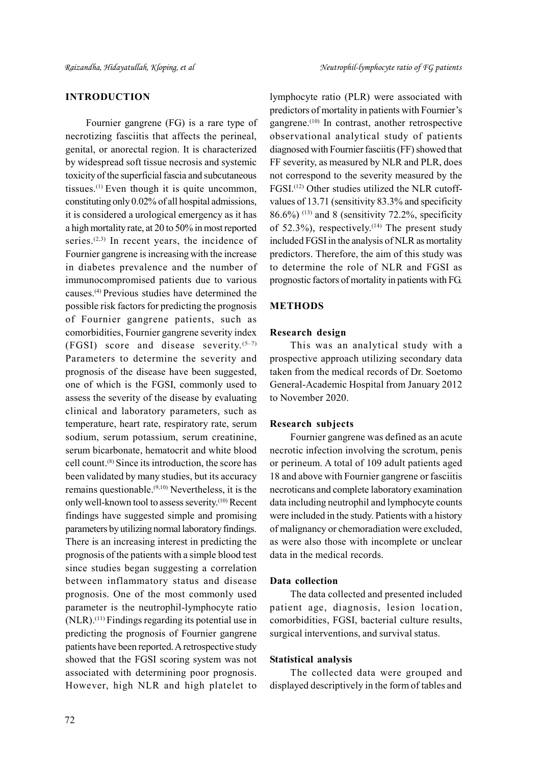## INTRODUCTION

Fournier gangrene (FG) is a rare type of necrotizing fasciitis that affects the perineal, genital, or anorectal region. It is characterized by widespread soft tissue necrosis and systemic toxicity of the superficial fascia and subcutaneous tissues.[1] Even though it is quite uncommon, constituting only 0.02% of all hospital admissions, it is considered a urological emergency as it has a high mortality rate, at 20 to 50% in most reported series.[2,3] In recent years, the incidence of Fournier gangrene is increasing with the increase in diabetes prevalence and the number of immunocompromised patients due to various causes.[4] Previous studies have determined the possible risk factors for predicting the prognosis of Fournier gangrene patients, such as comorbidities, Fournier gangrene severity index (FGSI) score and disease severity.[5–7] Parameters to determine the severity and prognosis of the disease have been suggested, one of which is the FGSI, commonly used to assess the severity of the disease by evaluating clinical and laboratory parameters, such as temperature, heart rate, respiratory rate, serum sodium, serum potassium, serum creatinine, serum bicarbonate, hematocrit and white blood cell count.[8] Since its introduction, the score has been validated by many studies, but its accuracy remains questionable.[9,10] Nevertheless, it is the only well-known tool to assess severity.[10] Recent findings have suggested simple and promising parameters by utilizing normal laboratory findings. There is an increasing interest in predicting the prognosis of the patients with a simple blood test since studies began suggesting a correlation between inflammatory status and disease prognosis. One of the most commonly used parameter is the neutrophil-lymphocyte ratio (NLR).[11] Findings regarding its potential use in predicting the prognosis of Fournier gangrene patients have been reported. A retrospective study showed that the FGSI scoring system was not associated with determining poor prognosis. However, high NLR and high platelet to lymphocyte ratio (PLR) were associated with predictors of mortality in patients with Fournier's gangrene.[10] In contrast, another retrospective observational analytical study of patients diagnosed with Fournier fasciitis (FF) showed that FF severity, as measured by NLR and PLR, does not correspond to the severity measured by the FGSI.[12] Other studies utilized the NLR cutoff-values of 13.71 (sensitivity 83.3% and specificity 86.6%) [13] and 8 (sensitivity 72.2%, specificity of 52.3%), respectively.[14] The present study included FGSI in the analysis of NLR as mortality predictors. Therefore, the aim of this study was to determine the role of NLR and FGSI as prognostic factors of mortality in patients with FG.

## METHODS

### Research design

This was an analytical study with a prospective approach utilizing secondary data taken from the medical records of Dr. Soetomo General-Academic Hospital from January 2012 to November 2020.

### Research subjects

Fournier gangrene was defined as an acute necrotic infection involving the scrotum, penis or perineum. A total of 109 adult patients aged 18 and above with Fournier gangrene or fasciitis necroticans and complete laboratory examination data including neutrophil and lymphocyte counts were included in the study. Patients with a history of malignancy or chemoradiation were excluded, as were also those with incomplete or unclear data in the medical records.

### Data collection

The data collected and presented included patient age, diagnosis, lesion location, comorbidities, FGSI, bacterial culture results, surgical interventions, and survival status.

### Statistical analysis

The collected data were grouped and displayed descriptively in the form of tables and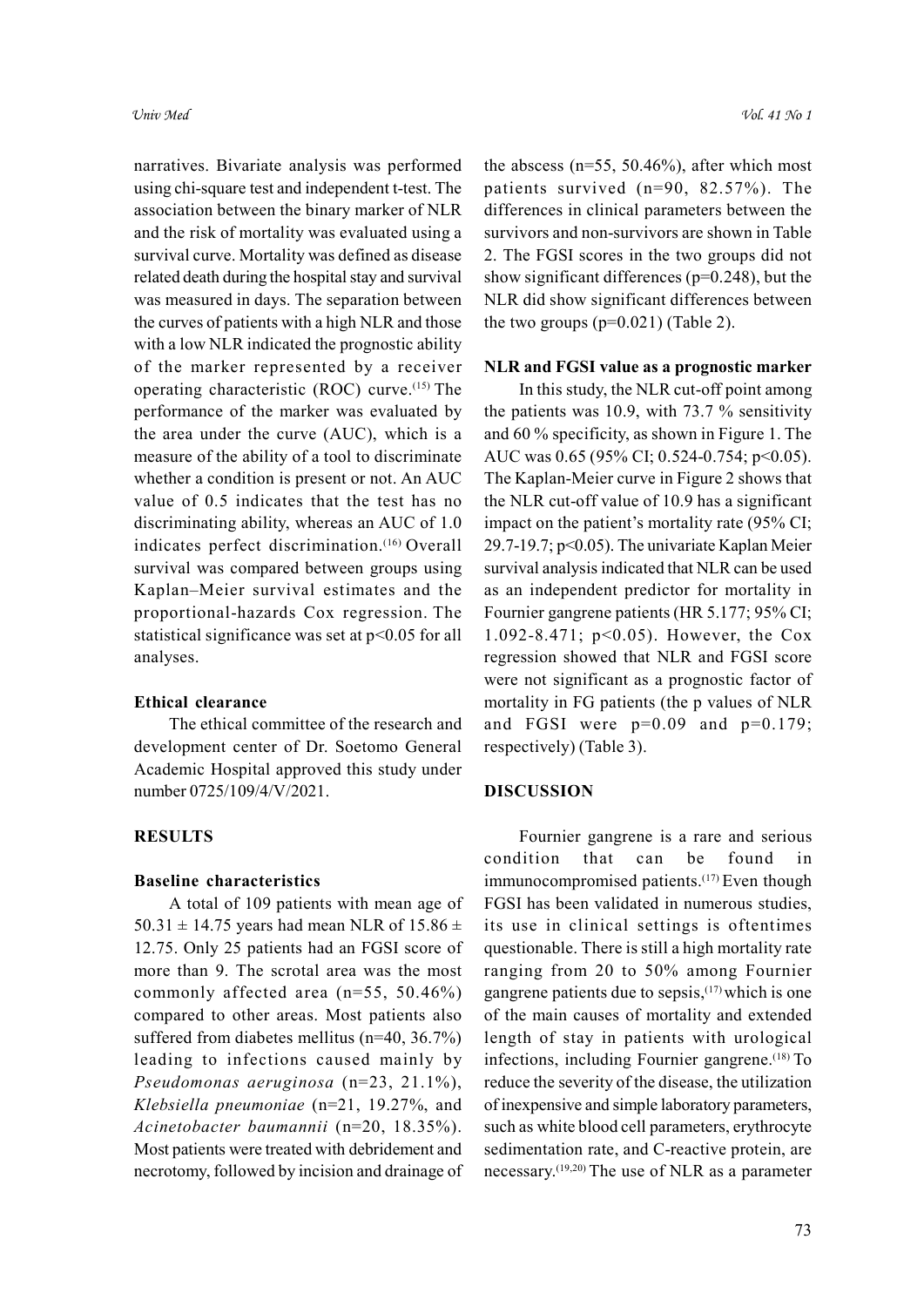narratives. Bivariate analysis was performed using chi-square test and independent t-test. The association between the binary marker of NLR and the risk of mortality was evaluated using a survival curve. Mortality was defined as disease related death during the hospital stay and survival was measured in days. The separation between the curves of patients with a high NLR and those with a low NLR indicated the prognostic ability of the marker represented by a receiver operating characteristic (ROC) curve.[15] The performance of the marker was evaluated by the area under the curve (AUC), which is a measure of the ability of a tool to discriminate whether a condition is present or not. An AUC value of 0.5 indicates that the test has no discriminating ability, whereas an AUC of 1.0 indicates perfect discrimination.[16] Overall survival was compared between groups using Kaplan–Meier survival estimates and the proportional-hazards Cox regression. The statistical significance was set at $p<0.05$ for all analyses.

### Ethical clearance

The ethical committee of the research and development center of Dr. Soetomo General Academic Hospital approved this study under number 0725/109/4/V/2021.

## RESULTS

### Baseline characteristics

A total of 109 patients with mean age of $50.31 \pm 14.75$ years had mean NLR of $15.86 \pm 12.75$. Only 25 patients had an FGSI score of more than 9. The scrotal area was the most commonly affected area (n=55, 50.46%) compared to other areas. Most patients also suffered from diabetes mellitus (n=40, 36.7%) leading to infections caused mainly by *Pseudomonas aeruginosa* (n=23, 21.1%), *Klebsiella pneumoniae* (n=21, 19.27%, and *Acinetobacter baumannii* (n=20, 18.35%). Most patients were treated with debridement and necrotomy, followed by incision and drainage of the abscess (n=55, 50.46%), after which most patients survived (n=90, 82.57%). The differences in clinical parameters between the survivors and non-survivors are shown in Table 2. The FGSI scores in the two groups did not show significant differences (p=0.248), but the NLR did show significant differences between the two groups (p=0.021) (Table 2).

### NLR and FGSI value as a prognostic marker

In this study, the NLR cut-off point among the patients was 10.9, with 73.7 % sensitivity and 60 % specificity, as shown in Figure 1. The AUC was 0.65 (95% CI; 0.524-0.754; $p<0.05$). The Kaplan-Meier curve in Figure 2 shows that the NLR cut-off value of 10.9 has a significant impact on the patient's mortality rate (95% CI; 29.7-19.7; $p<0.05$). The univariate Kaplan Meier survival analysis indicated that NLR can be used as an independent predictor for mortality in Fournier gangrene patients (HR 5.177; 95% CI; 1.092-8.471; $p<0.05$). However, the Cox regression showed that NLR and FGSI score were not significant as a prognostic factor of mortality in FG patients (the p values of NLR and FGSI were p=0.09 and p=0.179; respectively) (Table 3).

## DISCUSSION

Fournier gangrene is a rare and serious condition that can be found in immunocompromised patients.[17] Even though FGSI has been validated in numerous studies, its use in clinical settings is oftentimes questionable. There is still a high mortality rate ranging from 20 to 50% among Fournier gangrene patients due to sepsis,[17] which is one of the main causes of mortality and extended length of stay in patients with urological infections, including Fournier gangrene.[18] To reduce the severity of the disease, the utilization of inexpensive and simple laboratory parameters, such as white blood cell parameters, erythrocyte sedimentation rate, and C-reactive protein, are necessary.[19,20] The use of NLR as a parameter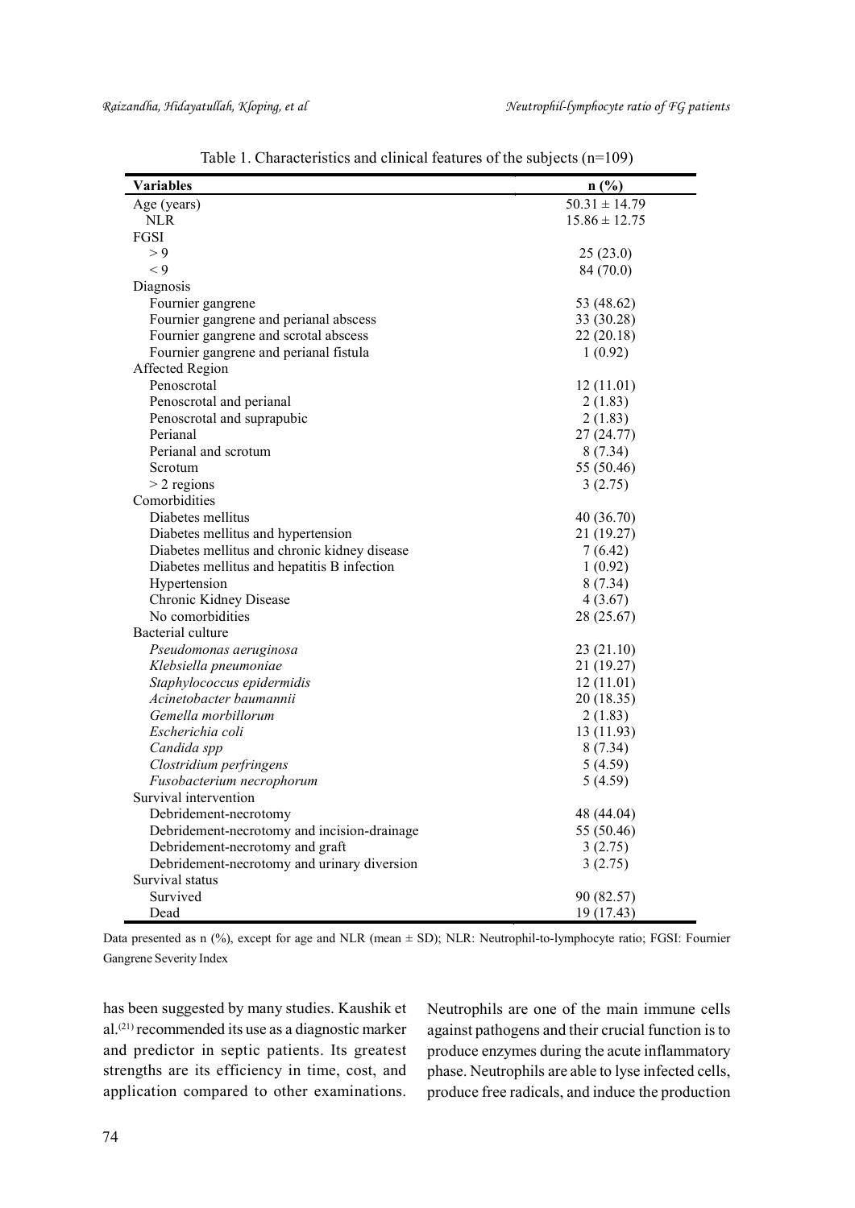Table 1. Characteristics and clinical features of the subjects (n=109)

| Variables | n (%) |
|---|---|
| Age (years) | 50.31 ± 14.79 |
| NLR | 15.86 ± 12.75 |
| FGSI | |
| > 9 | 25 (23.0) |
| < 9 | 84 (70.0) |
| Diagnosis | |
| Fournier gangrene | 53 (48.62) |
| Fournier gangrene and perianal abscess | 33 (30.28) |
| Fournier gangrene and scrotal abscess | 22 (20.18) |
| Fournier gangrene and perianal fistula | 1 (0.92) |
| Affected Region | |
| Penoscrotal | 12 (11.01) |
| Penoscrotal and perianal | 2 (1.83) |
| Penoscrotal and suprapubic | 2 (1.83) |
| Perianal | 27 (24.77) |
| Perianal and scrotum | 8 (7.34) |
| Scrotum | 55 (50.46) |
| > 2 regions | 3 (2.75) |
| Comorbidities | |
| Diabetes mellitus | 40 (36.70) |
| Diabetes mellitus and hypertension | 21 (19.27) |
| Diabetes mellitus and chronic kidney disease | 7 (6.42) |
| Diabetes mellitus and hepatitis B infection | 1 (0.92) |
| Hypertension | 8 (7.34) |
| Chronic Kidney Disease | 4 (3.67) |
| No comorbidities | 28 (25.67) |
| Bacterial culture | |
| *Pseudomonas aeruginosa* | 23 (21.10) |
| *Klebsiella pneumoniae* | 21 (19.27) |
| *Staphylococcus epidermidis* | 12 (11.01) |
| *Acinetobacter baumannii* | 20 (18.35) |
| *Gemella morbillorum* | 2 (1.83) |
| *Escherichia coli* | 13 (11.93) |
| *Candida spp* | 8 (7.34) |
| *Clostridium perfringens* | 5 (4.59) |
| *Fusobacterium necrophorum* | 5 (4.59) |
| Survival intervention | |
| Debridement-necrotomy | 48 (44.04) |
| Debridement-necrotomy and incision-drainage | 55 (50.46) |
| Debridement-necrotomy and graft | 3 (2.75) |
| Debridement-necrotomy and urinary diversion | 3 (2.75) |
| Survival status | |
| Survived | 90 (82.57) |
| Dead | 19 (17.43) |

Data presented as n (%), except for age and NLR (mean ± SD); NLR: Neutrophil-to-lymphocyte ratio; FGSI: Fournier Gangrene Severity Index

has been suggested by many studies. Kaushik et al.[21] recommended its use as a diagnostic marker and predictor in septic patients. Its greatest strengths are its efficiency in time, cost, and application compared to other examinations. Neutrophils are one of the main immune cells against pathogens and their crucial function is to produce enzymes during the acute inflammatory phase. Neutrophils are able to lyse infected cells, produce free radicals, and induce the production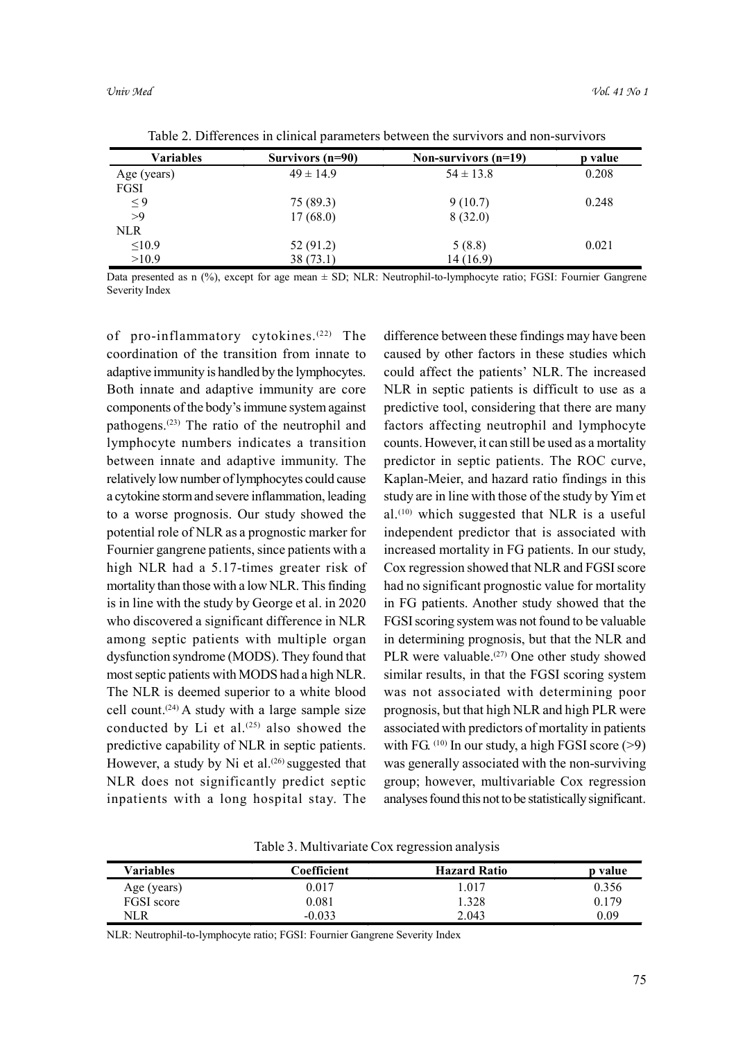Table 2. Differences in clinical parameters between the survivors and non-survivors

| Variables | Survivors (n=90) | Non-survivors (n=19) | p value |
|---|---|---|---|
| Age (years) | 49 ± 14.9 | 54 ± 13.8 | 0.208 |
| FGSI | | | |
| ≤ 9 | 75 (89.3) | 9 (10.7) | 0.248 |
| >9 | 17 (68.0) | 8 (32.0) | |
| NLR | | | |
| ≤10.9 | 52 (91.2) | 5 (8.8) | 0.021 |
| >10.9 | 38 (73.1) | 14 (16.9) | |

Data presented as n (%), except for age mean ± SD; NLR: Neutrophil-to-lymphocyte ratio; FGSI: Fournier Gangrene Severity Index

of pro-inflammatory cytokines.[22] The coordination of the transition from innate to adaptive immunity is handled by the lymphocytes. Both innate and adaptive immunity are core components of the body's immune system against pathogens.[23] The ratio of the neutrophil and lymphocyte numbers indicates a transition between innate and adaptive immunity. The relatively low number of lymphocytes could cause a cytokine storm and severe inflammation, leading to a worse prognosis. Our study showed the potential role of NLR as a prognostic marker for Fournier gangrene patients, since patients with a high NLR had a 5.17-times greater risk of mortality than those with a low NLR. This finding is in line with the study by George et al. in 2020 who discovered a significant difference in NLR among septic patients with multiple organ dysfunction syndrome (MODS). They found that most septic patients with MODS had a high NLR. The NLR is deemed superior to a white blood cell count.[24] A study with a large sample size conducted by Li et al.[25] also showed the predictive capability of NLR in septic patients. However, a study by Ni et al.[26] suggested that NLR does not significantly predict septic inpatients with a long hospital stay. The difference between these findings may have been caused by other factors in these studies which could affect the patients' NLR. The increased NLR in septic patients is difficult to use as a predictive tool, considering that there are many factors affecting neutrophil and lymphocyte counts. However, it can still be used as a mortality predictor in septic patients. The ROC curve, Kaplan-Meier, and hazard ratio findings in this study are in line with those of the study by Yim et al.[10] which suggested that NLR is a useful independent predictor that is associated with increased mortality in FG patients. In our study, Cox regression showed that NLR and FGSI score had no significant prognostic value for mortality in FG patients. Another study showed that the FGSI scoring system was not found to be valuable in determining prognosis, but that the NLR and PLR were valuable.[27] One other study showed similar results, in that the FGSI scoring system was not associated with determining poor prognosis, but that high NLR and high PLR were associated with predictors of mortality in patients with FG.[10] In our study, a high FGSI score (>9) was generally associated with the non-surviving group; however, multivariable Cox regression analyses found this not to be statistically significant.

Table 3. Multivariate Cox regression analysis

| Variables | Coefficient | Hazard Ratio | p value |
|---|---|---|---|
| Age (years) | 0.017 | 1.017 | 0.356 |
| FGSI score | 0.081 | 1.328 | 0.179 |
| NLR | -0.033 | 2.043 | 0.09 |

NLR: Neutrophil-to-lymphocyte ratio; FGSI: Fournier Gangrene Severity Index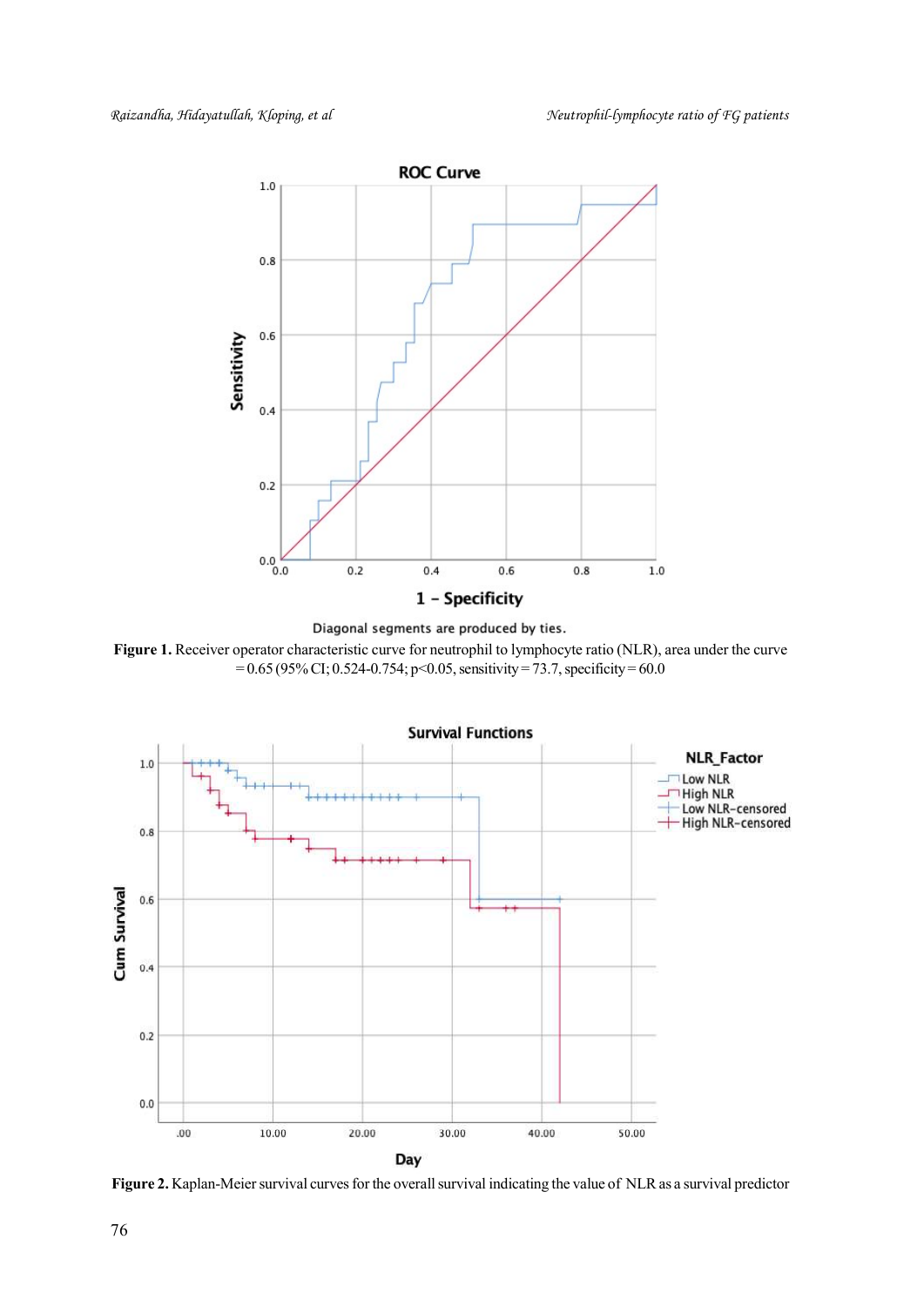Figure 1. Receiver operator characteristic curve for neutrophil to lymphocyte ratio (NLR), area under the curve = 0.65 (95% CI; 0.524-0.754; $p<0.05$, sensitivity = 73.7, specificity = 60.0

Figure 2. Kaplan-Meier survival curves for the overall survival indicating the value of NLR as a survival predictor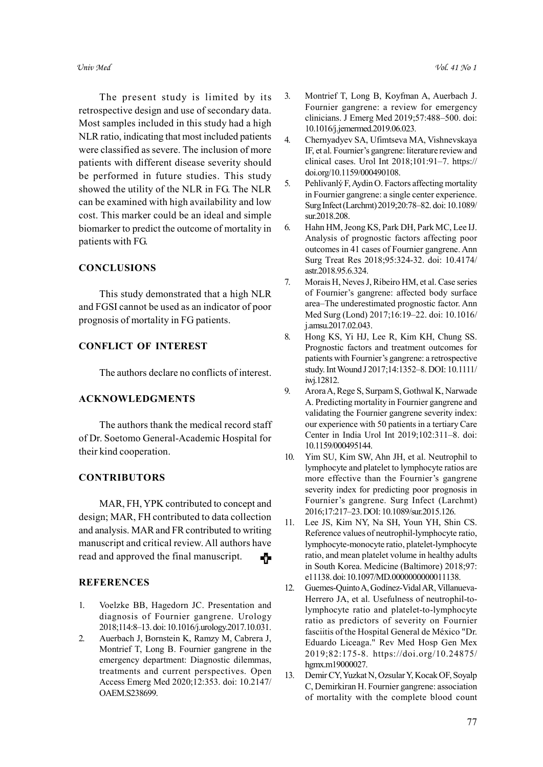The present study is limited by its retrospective design and use of secondary data. Most samples included in this study had a high NLR ratio, indicating that most included patients were classified as severe. The inclusion of more patients with different disease severity should be performed in future studies. This study showed the utility of the NLR in FG. The NLR can be examined with high availability and low cost. This marker could be an ideal and simple biomarker to predict the outcome of mortality in patients with FG.

## CONCLUSIONS

This study demonstrated that a high NLR and FGSI cannot be used as an indicator of poor prognosis of mortality in FG patients.

## CONFLICT OF INTEREST

The authors declare no conflicts of interest.

## ACKNOWLEDGMENTS

The authors thank the medical record staff of Dr. Soetomo General-Academic Hospital for their kind cooperation.

## CONTRIBUTORS

MAR, FH, YPK contributed to concept and design; MAR, FH contributed to data collection and analysis. MAR and FR contributed to writing manuscript and critical review. All authors have read and approved the final manuscript.

## REFERENCES

1. Voelzke BB, Hagedorn JC. Presentation and diagnosis of Fournier gangrene. Urology 2018;114:8–13. doi: 10.1016/j.urology.2017.10.031.
2. Auerbach J, Bornstein K, Ramzy M, Cabrera J, Montrief T, Long B. Fournier gangrene in the emergency department: Diagnostic dilemmas, treatments and current perspectives. Open Access Emerg Med 2020;12:353. doi: 10.2147/OAEM.S238699.
3. Montrief T, Long B, Koyfman A, Auerbach J. Fournier gangrene: a review for emergency clinicians. J Emerg Med 2019;57:488–500. doi: 10.1016/j.jemermed.2019.06.023.
4. Chernyadyev SA, Ufimtseva MA, Vishnevskaya IF, et al. Fournier's gangrene: literature review and clinical cases. Urol Int 2018;101:91–7. https://doi.org/10.1159/000490108.
5. Pehlivanlý F, Aydin O. Factors affecting mortality in Fournier gangrene: a single center experience. Surg Infect (Larchmt) 2019;20:78–82. doi: 10.1089/sur.2018.208.
6. Hahn HM, Jeong KS, Park DH, Park MC, Lee IJ. Analysis of prognostic factors affecting poor outcomes in 41 cases of Fournier gangrene. Ann Surg Treat Res 2018;95:324-32. doi: 10.4174/astr.2018.95.6.324.
7. Morais H, Neves J, Ribeiro HM, et al. Case series of Fournier's gangrene: affected body surface area–The underestimated prognostic factor. Ann Med Surg (Lond) 2017;16:19–22. doi: 10.1016/j.amsu.2017.02.043.
8. Hong KS, Yi HJ, Lee R, Kim KH, Chung SS. Prognostic factors and treatment outcomes for patients with Fournier's gangrene: a retrospective study. Int Wound J 2017;14:1352–8. DOI: 10.1111/iwj.12812.
9. Arora A, Rege S, Surpam S, Gothwal K, Narwade A. Predicting mortality in Fournier gangrene and validating the Fournier gangrene severity index: our experience with 50 patients in a tertiary Care Center in India Urol Int 2019;102:311–8. doi: 10.1159/000495144.
10. Yim SU, Kim SW, Ahn JH, et al. Neutrophil to lymphocyte and platelet to lymphocyte ratios are more effective than the Fournier's gangrene severity index for predicting poor prognosis in Fournier's gangrene. Surg Infect (Larchmt) 2016;17:217–23. DOI: 10.1089/sur.2015.126.
11. Lee JS, Kim NY, Na SH, Youn YH, Shin CS. Reference values of neutrophil-lymphocyte ratio, lymphocyte-monocyte ratio, platelet-lymphocyte ratio, and mean platelet volume in healthy adults in South Korea. Medicine (Baltimore) 2018;97:e11138. doi: 10.1097/MD.0000000000011138.
12. Guemes-Quinto A, Godínez-Vidal AR, Villanueva-Herrero JA, et al. Usefulness of neutrophil-to-lymphocyte ratio and platelet-to-lymphocyte ratio as predictors of severity on Fournier fasciitis of the Hospital General de México "Dr. Eduardo Liceaga." Rev Med Hosp Gen Mex 2019;82:175-8. https://doi.org/10.24875/hgmx.m19000027.
13. Demir CY, Yuzkat N, Ozsular Y, Kocak OF, Soyalp C, Demirkiran H. Fournier gangrene: association of mortality with the complete blood count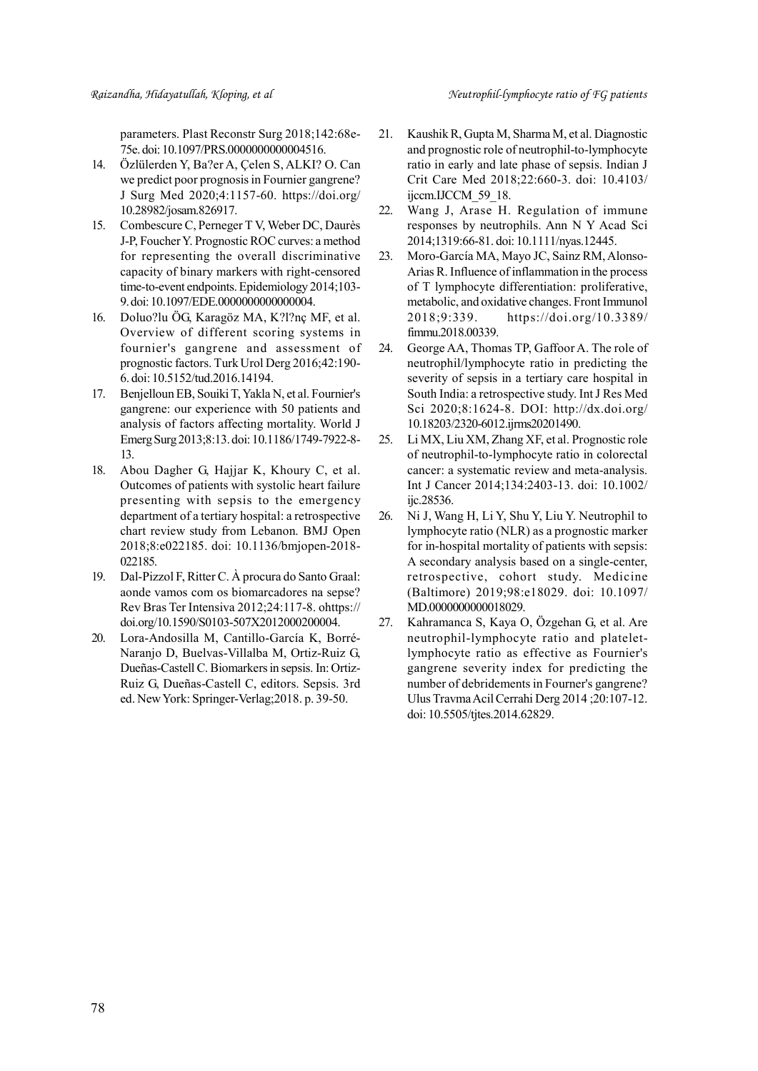parameters. Plast Reconstr Surg 2018;142:68e-75e. doi: 10.1097/PRS.0000000000004516.

14. Özlülerden Y, Ba?er A, Çelen S, ALKI? O. Can we predict poor prognosis in Fournier gangrene? J Surg Med 2020;4:1157-60. https://doi.org/10.28982/josam.826917.
15. Combescure C, Perneger T V, Weber DC, Daurès J-P, Foucher Y. Prognostic ROC curves: a method for representing the overall discriminative capacity of binary markers with right-censored time-to-event endpoints. Epidemiology 2014;103-9. doi: 10.1097/EDE.0000000000000004.
16. Doluo?lu ÖG, Karagöz MA, K?l?nç MF, et al. Overview of different scoring systems in fournier's gangrene and assessment of prognostic factors. Turk Urol Derg 2016;42:190-6. doi: 10.5152/tud.2016.14194.
17. Benjelloun EB, Souiki T, Yakla N, et al. Fournier's gangrene: our experience with 50 patients and analysis of factors affecting mortality. World J Emerg Surg 2013;8:13. doi: 10.1186/1749-7922-8-13.
18. Abou Dagher G, Hajjar K, Khoury C, et al. Outcomes of patients with systolic heart failure presenting with sepsis to the emergency department of a tertiary hospital: a retrospective chart review study from Lebanon. BMJ Open 2018;8:e022185. doi: 10.1136/bmjopen-2018-022185.
19. Dal-Pizzol F, Ritter C. À procura do Santo Graal: aonde vamos com os biomarcadores na sepse? Rev Bras Ter Intensiva 2012;24:117-8. ohttps://doi.org/10.1590/S0103-507X2012000200004.
20. Lora-Andosilla M, Cantillo-García K, Borré-Naranjo D, Buelvas-Villalba M, Ortiz-Ruiz G, Dueñas-Castell C. Biomarkers in sepsis. In: Ortiz-Ruiz G, Dueñas-Castell C, editors. Sepsis. 3rd ed. New York: Springer-Verlag;2018. p. 39-50.
21. Kaushik R, Gupta M, Sharma M, et al. Diagnostic and prognostic role of neutrophil-to-lymphocyte ratio in early and late phase of sepsis. Indian J Crit Care Med 2018;22:660-3. doi: 10.4103/ijccm.IJCCM_59_18.
22. Wang J, Arase H. Regulation of immune responses by neutrophils. Ann N Y Acad Sci 2014;1319:66-81. doi: 10.1111/nyas.12445.
23. Moro-García MA, Mayo JC, Sainz RM, Alonso-Arias R. Influence of inflammation in the process of T lymphocyte differentiation: proliferative, metabolic, and oxidative changes. Front Immunol 2018;9:339. https://doi.org/10.3389/fimmu.2018.00339.
24. George AA, Thomas TP, Gaffoor A. The role of neutrophil/lymphocyte ratio in predicting the severity of sepsis in a tertiary care hospital in South India: a retrospective study. Int J Res Med Sci 2020;8:1624-8. DOI: http://dx.doi.org/10.18203/2320-6012.ijrms20201490.
25. Li MX, Liu XM, Zhang XF, et al. Prognostic role of neutrophil-to-lymphocyte ratio in colorectal cancer: a systematic review and meta-analysis. Int J Cancer 2014;134:2403-13. doi: 10.1002/ijc.28536.
26. Ni J, Wang H, Li Y, Shu Y, Liu Y. Neutrophil to lymphocyte ratio (NLR) as a prognostic marker for in-hospital mortality of patients with sepsis: A secondary analysis based on a single-center, retrospective, cohort study. Medicine (Baltimore) 2019;98:e18029. doi: 10.1097/MD.0000000000018029.
27. Kahramanca S, Kaya O, Özgehan G, et al. Are neutrophil-lymphocyte ratio and platelet-lymphocyte ratio as effective as Fournier's gangrene severity index for predicting the number of debridements in Fourner's gangrene? Ulus Travma Acil Cerrahi Derg 2014 ;20:107-12. doi: 10.5505/tjtes.2014.62829.